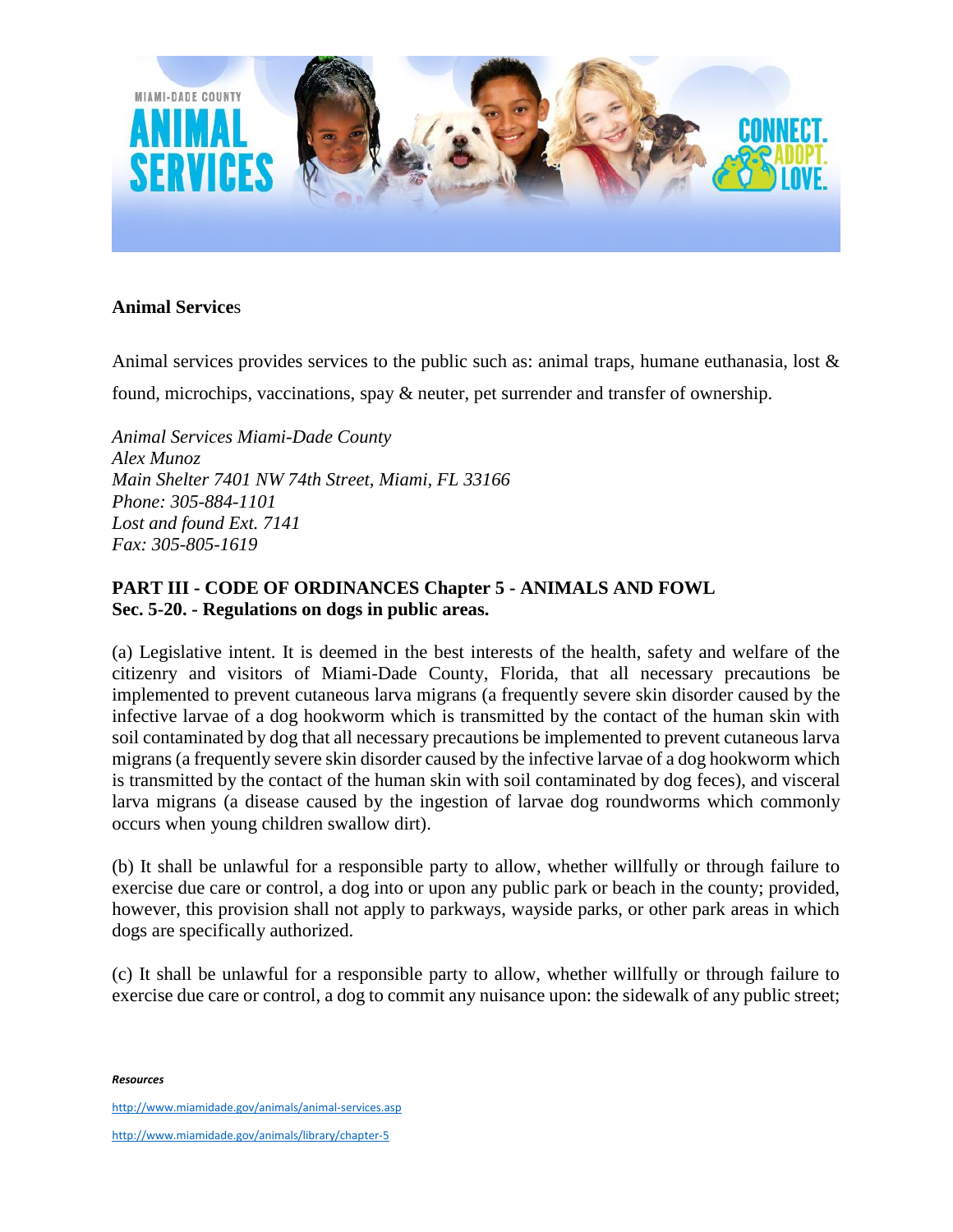**Animal Services**

Animal services provides services to the public such as: animal traps, humane euthanasia, lost & found, microchips, vaccinations, spay & neuter, pet surrender and transfer of ownership.

*Animal Services Miami-Dade County*
*Alex Munoz*
*Main Shelter 7401 NW 74th Street, Miami, FL 33166*
*Phone: 305-884-1101*
*Lost and found Ext. 7141*
*Fax: 305-805-1619*

**PART III - CODE OF ORDINANCES Chapter 5 - ANIMALS AND FOWL**
**Sec. 5-20. - Regulations on dogs in public areas.**

(a) Legislative intent. It is deemed in the best interests of the health, safety and welfare of the citizenry and visitors of Miami-Dade County, Florida, that all necessary precautions be implemented to prevent cutaneous larva migrans (a frequently severe skin disorder caused by the infective larvae of a dog hookworm which is transmitted by the contact of the human skin with soil contaminated by dog that all necessary precautions be implemented to prevent cutaneous larva migrans (a frequently severe skin disorder caused by the infective larvae of a dog hookworm which is transmitted by the contact of the human skin with soil contaminated by dog feces), and visceral larva migrans (a disease caused by the ingestion of larvae dog roundworms which commonly occurs when young children swallow dirt).

(b) It shall be unlawful for a responsible party to allow, whether willfully or through failure to exercise due care or control, a dog into or upon any public park or beach in the county; provided, however, this provision shall not apply to parkways, wayside parks, or other park areas in which dogs are specifically authorized.

(c) It shall be unlawful for a responsible party to allow, whether willfully or through failure to exercise due care or control, a dog to commit any nuisance upon: the sidewalk of any public street;

***Resources***

http://www.miamidade.gov/animals/animal-services.asp

http://www.miamidade.gov/animals/library/chapter-5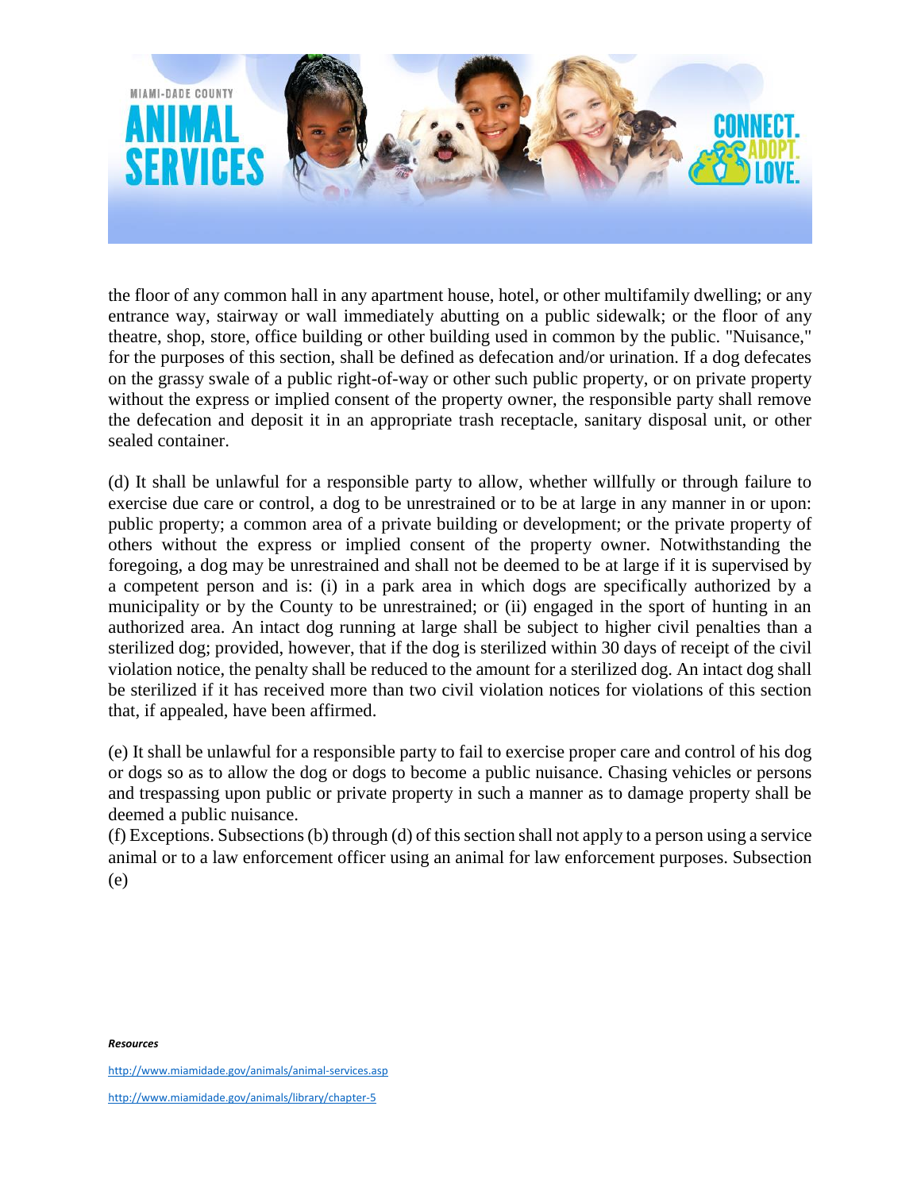the floor of any common hall in any apartment house, hotel, or other multifamily dwelling; or any entrance way, stairway or wall immediately abutting on a public sidewalk; or the floor of any theatre, shop, store, office building or other building used in common by the public. "Nuisance," for the purposes of this section, shall be defined as defecation and/or urination. If a dog defecates on the grassy swale of a public right-of-way or other such public property, or on private property without the express or implied consent of the property owner, the responsible party shall remove the defecation and deposit it in an appropriate trash receptacle, sanitary disposal unit, or other sealed container.

(d) It shall be unlawful for a responsible party to allow, whether willfully or through failure to exercise due care or control, a dog to be unrestrained or to be at large in any manner in or upon: public property; a common area of a private building or development; or the private property of others without the express or implied consent of the property owner. Notwithstanding the foregoing, a dog may be unrestrained and shall not be deemed to be at large if it is supervised by a competent person and is: (i) in a park area in which dogs are specifically authorized by a municipality or by the County to be unrestrained; or (ii) engaged in the sport of hunting in an authorized area. An intact dog running at large shall be subject to higher civil penalties than a sterilized dog; provided, however, that if the dog is sterilized within 30 days of receipt of the civil violation notice, the penalty shall be reduced to the amount for a sterilized dog. An intact dog shall be sterilized if it has received more than two civil violation notices for violations of this section that, if appealed, have been affirmed.

(e) It shall be unlawful for a responsible party to fail to exercise proper care and control of his dog or dogs so as to allow the dog or dogs to become a public nuisance. Chasing vehicles or persons and trespassing upon public or private property in such a manner as to damage property shall be deemed a public nuisance.

(f) Exceptions. Subsections (b) through (d) of this section shall not apply to a person using a service animal or to a law enforcement officer using an animal for law enforcement purposes. Subsection (e)

***Resources***

http://www.miamidade.gov/animals/animal-services.asp

http://www.miamidade.gov/animals/library/chapter-5